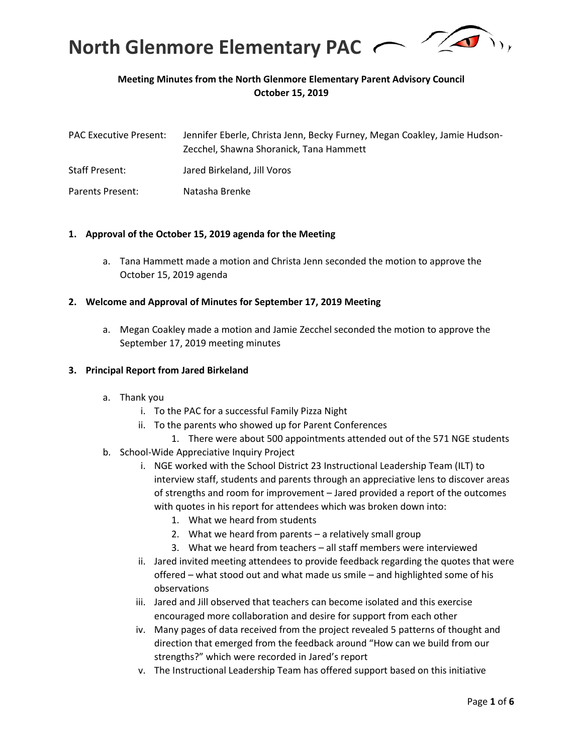# North Glenmore Elementary PAC

**Meeting Minutes from the North Glenmore Elementary Parent Advisory Council**
**October 15, 2019**

| | |
|---|---|
| PAC Executive Present: | Jennifer Eberle, Christa Jenn, Becky Furney, Megan Coakley, Jamie Hudson-Zecchel, Shawna Shoranick, Tana Hammett |
| Staff Present: | Jared Birkeland, Jill Voros |
| Parents Present: | Natasha Brenke |

**1. Approval of the October 15, 2019 agenda for the Meeting**

a. Tana Hammett made a motion and Christa Jenn seconded the motion to approve the October 15, 2019 agenda

**2. Welcome and Approval of Minutes for September 17, 2019 Meeting**

a. Megan Coakley made a motion and Jamie Zecchel seconded the motion to approve the September 17, 2019 meeting minutes

**3. Principal Report from Jared Birkeland**

a. Thank you
   i. To the PAC for a successful Family Pizza Night
   ii. To the parents who showed up for Parent Conferences
      1. There were about 500 appointments attended out of the 571 NGE students

b. School-Wide Appreciative Inquiry Project
   i. NGE worked with the School District 23 Instructional Leadership Team (ILT) to interview staff, students and parents through an appreciative lens to discover areas of strengths and room for improvement – Jared provided a report of the outcomes with quotes in his report for attendees which was broken down into:
      1. What we heard from students
      2. What we heard from parents – a relatively small group
      3. What we heard from teachers – all staff members were interviewed
   ii. Jared invited meeting attendees to provide feedback regarding the quotes that were offered – what stood out and what made us smile – and highlighted some of his observations
   iii. Jared and Jill observed that teachers can become isolated and this exercise encouraged more collaboration and desire for support from each other
   iv. Many pages of data received from the project revealed 5 patterns of thought and direction that emerged from the feedback around "How can we build from our strengths?" which were recorded in Jared's report
   v. The Instructional Leadership Team has offered support based on this initiative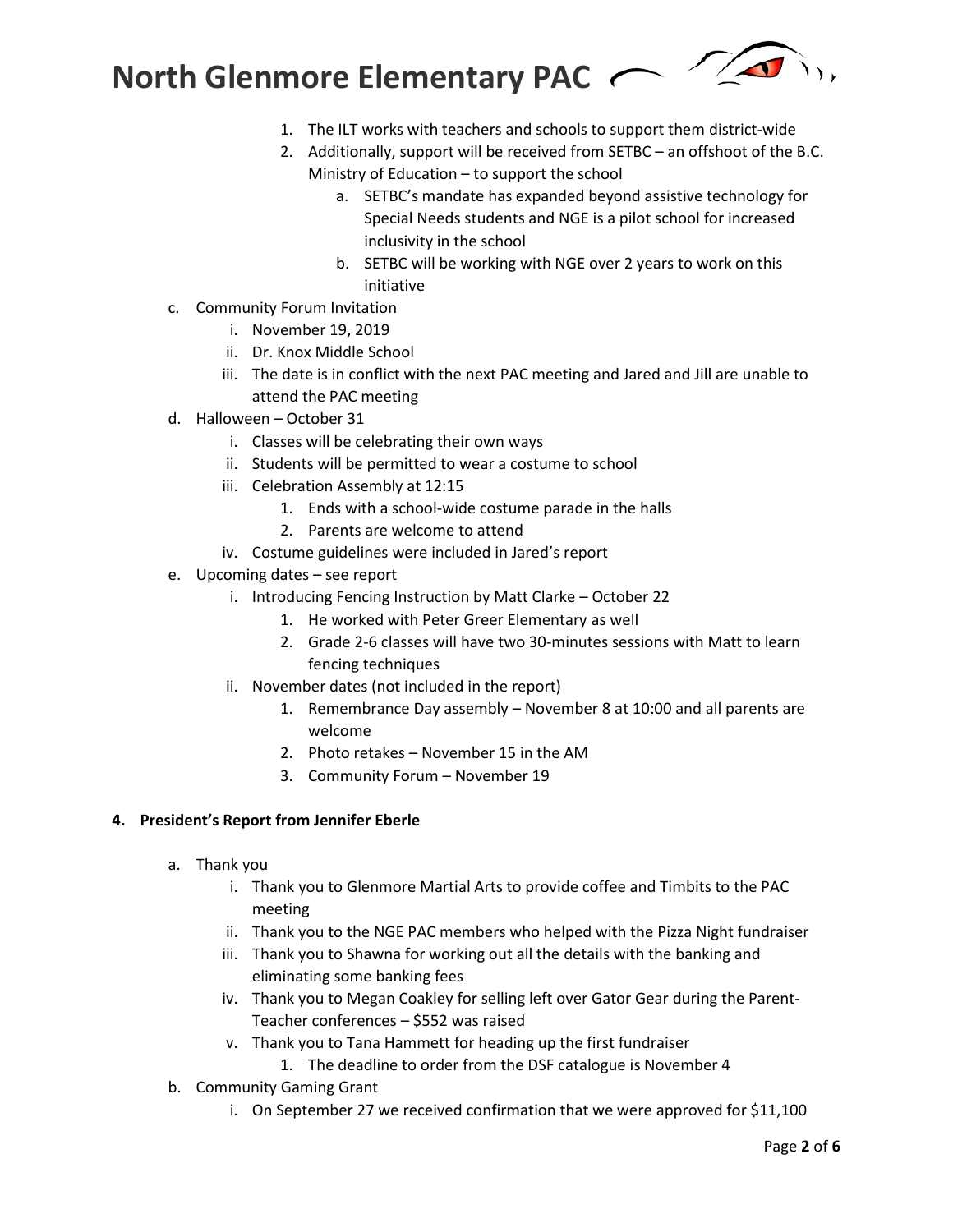1. The ILT works with teachers and schools to support them district-wide
2. Additionally, support will be received from SETBC – an offshoot of the B.C. Ministry of Education – to support the school
    a. SETBC's mandate has expanded beyond assistive technology for Special Needs students and NGE is a pilot school for increased inclusivity in the school
    b. SETBC will be working with NGE over 2 years to work on this initiative

c. Community Forum Invitation
    i. November 19, 2019
    ii. Dr. Knox Middle School
    iii. The date is in conflict with the next PAC meeting and Jared and Jill are unable to attend the PAC meeting

d. Halloween – October 31
    i. Classes will be celebrating their own ways
    ii. Students will be permitted to wear a costume to school
    iii. Celebration Assembly at 12:15
        1. Ends with a school-wide costume parade in the halls
        2. Parents are welcome to attend
    iv. Costume guidelines were included in Jared's report

e. Upcoming dates – see report
    i. Introducing Fencing Instruction by Matt Clarke – October 22
        1. He worked with Peter Greer Elementary as well
        2. Grade 2-6 classes will have two 30-minutes sessions with Matt to learn fencing techniques
    ii. November dates (not included in the report)
        1. Remembrance Day assembly – November 8 at 10:00 and all parents are welcome
        2. Photo retakes – November 15 in the AM
        3. Community Forum – November 19

**4. President's Report from Jennifer Eberle**

a. Thank you
    i. Thank you to Glenmore Martial Arts to provide coffee and Timbits to the PAC meeting
    ii. Thank you to the NGE PAC members who helped with the Pizza Night fundraiser
    iii. Thank you to Shawna for working out all the details with the banking and eliminating some banking fees
    iv. Thank you to Megan Coakley for selling left over Gator Gear during the Parent-Teacher conferences – $552 was raised
    v. Thank you to Tana Hammett for heading up the first fundraiser
        1. The deadline to order from the DSF catalogue is November 4

b. Community Gaming Grant
    i. On September 27 we received confirmation that we were approved for $11,100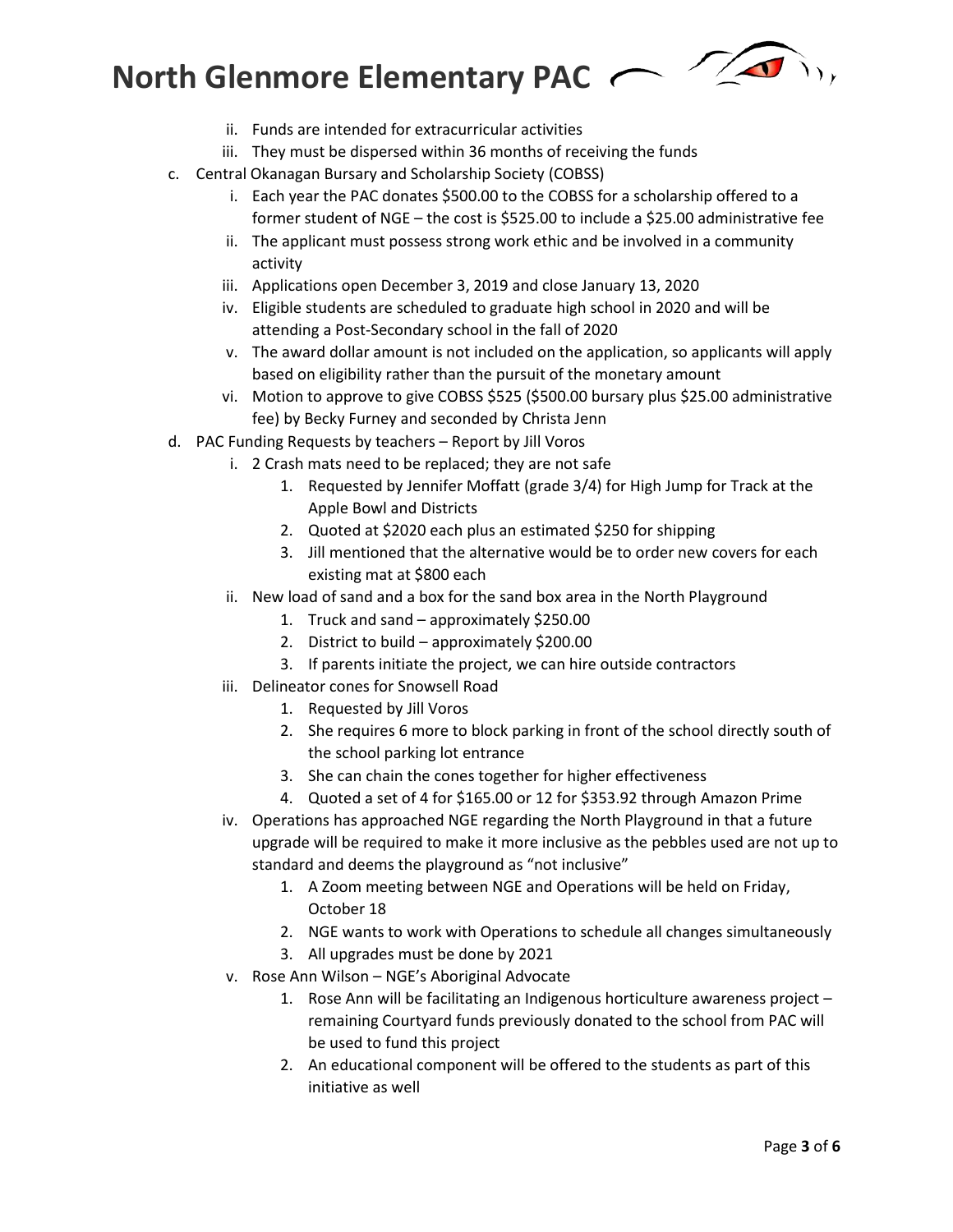ii. Funds are intended for extracurricular activities

iii. They must be dispersed within 36 months of receiving the funds

c. Central Okanagan Bursary and Scholarship Society (COBSS)

   i. Each year the PAC donates $500.00 to the COBSS for a scholarship offered to a former student of NGE – the cost is $525.00 to include a $25.00 administrative fee

   ii. The applicant must possess strong work ethic and be involved in a community activity

   iii. Applications open December 3, 2019 and close January 13, 2020

   iv. Eligible students are scheduled to graduate high school in 2020 and will be attending a Post-Secondary school in the fall of 2020

   v. The award dollar amount is not included on the application, so applicants will apply based on eligibility rather than the pursuit of the monetary amount

   vi. Motion to approve to give COBSS $525 ($500.00 bursary plus $25.00 administrative fee) by Becky Furney and seconded by Christa Jenn

d. PAC Funding Requests by teachers – Report by Jill Voros

   i. 2 Crash mats need to be replaced; they are not safe

      1. Requested by Jennifer Moffatt (grade 3/4) for High Jump for Track at the Apple Bowl and Districts
      2. Quoted at $2020 each plus an estimated $250 for shipping
      3. Jill mentioned that the alternative would be to order new covers for each existing mat at $800 each

   ii. New load of sand and a box for the sand box area in the North Playground

      1. Truck and sand – approximately $250.00
      2. District to build – approximately $200.00
      3. If parents initiate the project, we can hire outside contractors

   iii. Delineator cones for Snowsell Road

      1. Requested by Jill Voros
      2. She requires 6 more to block parking in front of the school directly south of the school parking lot entrance
      3. She can chain the cones together for higher effectiveness
      4. Quoted a set of 4 for $165.00 or 12 for $353.92 through Amazon Prime

   iv. Operations has approached NGE regarding the North Playground in that a future upgrade will be required to make it more inclusive as the pebbles used are not up to standard and deems the playground as "not inclusive"

      1. A Zoom meeting between NGE and Operations will be held on Friday, October 18
      2. NGE wants to work with Operations to schedule all changes simultaneously
      3. All upgrades must be done by 2021

   v. Rose Ann Wilson – NGE's Aboriginal Advocate

      1. Rose Ann will be facilitating an Indigenous horticulture awareness project – remaining Courtyard funds previously donated to the school from PAC will be used to fund this project
      2. An educational component will be offered to the students as part of this initiative as well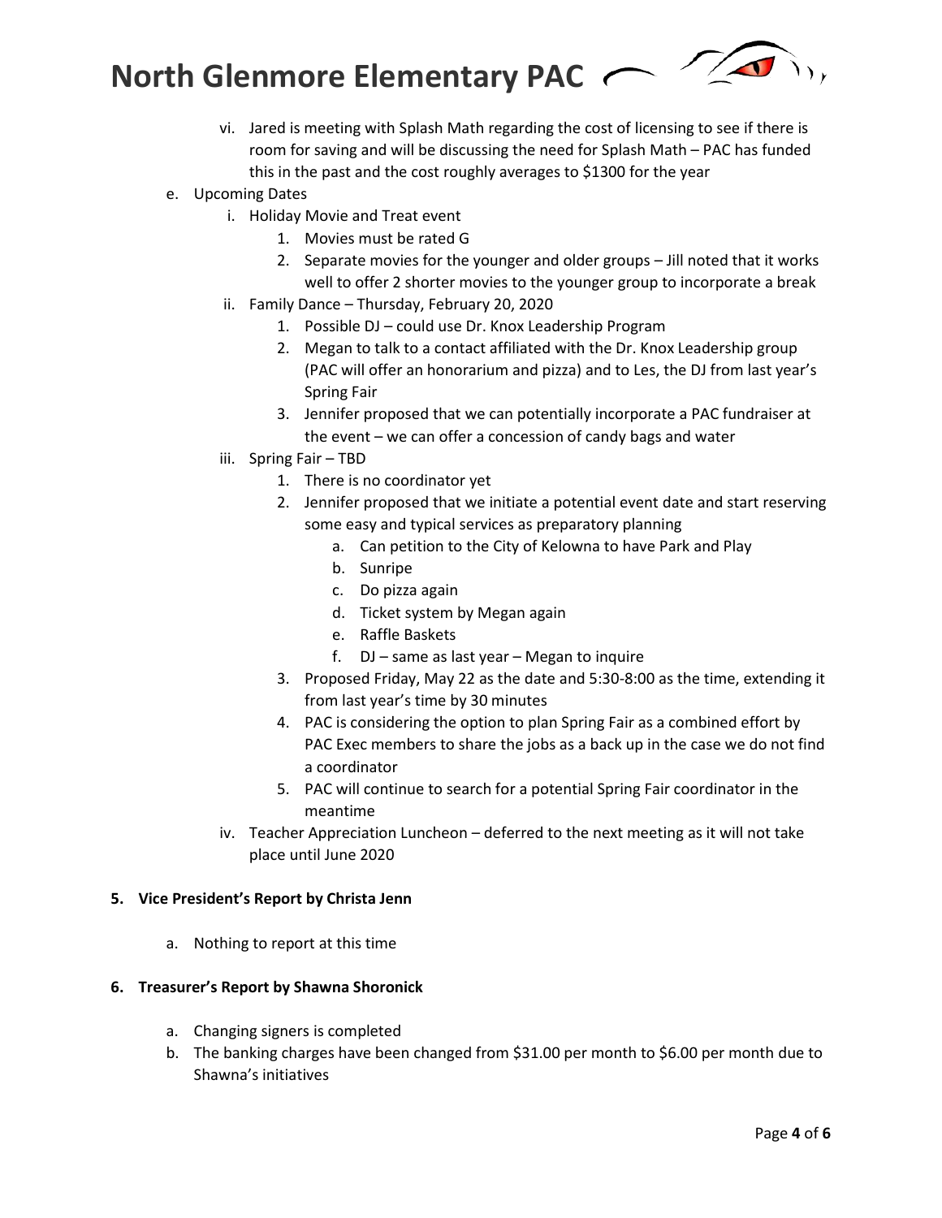vi. Jared is meeting with Splash Math regarding the cost of licensing to see if there is room for saving and will be discussing the need for Splash Math – PAC has funded this in the past and the cost roughly averages to $1300 for the year

e. Upcoming Dates
   - i. Holiday Movie and Treat event
     1. Movies must be rated G
     2. Separate movies for the younger and older groups – Jill noted that it works well to offer 2 shorter movies to the younger group to incorporate a break
   - ii. Family Dance – Thursday, February 20, 2020
     1. Possible DJ – could use Dr. Knox Leadership Program
     2. Megan to talk to a contact affiliated with the Dr. Knox Leadership group (PAC will offer an honorarium and pizza) and to Les, the DJ from last year's Spring Fair
     3. Jennifer proposed that we can potentially incorporate a PAC fundraiser at the event – we can offer a concession of candy bags and water
   - iii. Spring Fair – TBD
     1. There is no coordinator yet
     2. Jennifer proposed that we initiate a potential event date and start reserving some easy and typical services as preparatory planning
        - a. Can petition to the City of Kelowna to have Park and Play
        - b. Sunripe
        - c. Do pizza again
        - d. Ticket system by Megan again
        - e. Raffle Baskets
        - f. DJ – same as last year – Megan to inquire
     3. Proposed Friday, May 22 as the date and 5:30-8:00 as the time, extending it from last year's time by 30 minutes
     4. PAC is considering the option to plan Spring Fair as a combined effort by PAC Exec members to share the jobs as a back up in the case we do not find a coordinator
     5. PAC will continue to search for a potential Spring Fair coordinator in the meantime
   - iv. Teacher Appreciation Luncheon – deferred to the next meeting as it will not take place until June 2020

**5. Vice President's Report by Christa Jenn**

a. Nothing to report at this time

**6. Treasurer's Report by Shawna Shoronick**

a. Changing signers is completed

b. The banking charges have been changed from $31.00 per month to $6.00 per month due to Shawna's initiatives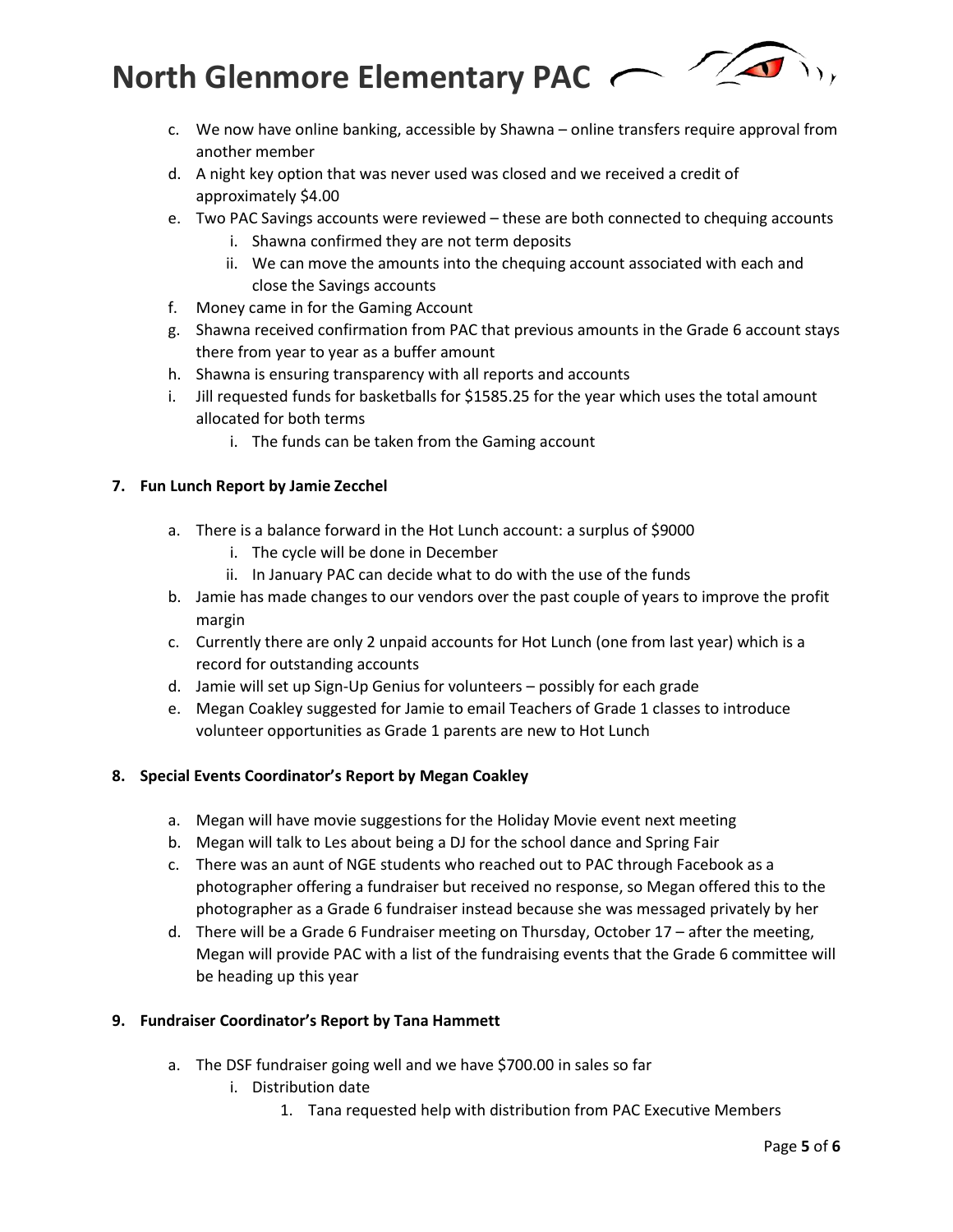c. We now have online banking, accessible by Shawna – online transfers require approval from another member
d. A night key option that was never used was closed and we received a credit of approximately $4.00
e. Two PAC Savings accounts were reviewed – these are both connected to chequing accounts
    i. Shawna confirmed they are not term deposits
    ii. We can move the amounts into the chequing account associated with each and close the Savings accounts
f. Money came in for the Gaming Account
g. Shawna received confirmation from PAC that previous amounts in the Grade 6 account stays there from year to year as a buffer amount
h. Shawna is ensuring transparency with all reports and accounts
i. Jill requested funds for basketballs for $1585.25 for the year which uses the total amount allocated for both terms
    i. The funds can be taken from the Gaming account

**7. Fun Lunch Report by Jamie Zecchel**

a. There is a balance forward in the Hot Lunch account: a surplus of $9000
    i. The cycle will be done in December
    ii. In January PAC can decide what to do with the use of the funds
b. Jamie has made changes to our vendors over the past couple of years to improve the profit margin
c. Currently there are only 2 unpaid accounts for Hot Lunch (one from last year) which is a record for outstanding accounts
d. Jamie will set up Sign-Up Genius for volunteers – possibly for each grade
e. Megan Coakley suggested for Jamie to email Teachers of Grade 1 classes to introduce volunteer opportunities as Grade 1 parents are new to Hot Lunch

**8. Special Events Coordinator's Report by Megan Coakley**

a. Megan will have movie suggestions for the Holiday Movie event next meeting
b. Megan will talk to Les about being a DJ for the school dance and Spring Fair
c. There was an aunt of NGE students who reached out to PAC through Facebook as a photographer offering a fundraiser but received no response, so Megan offered this to the photographer as a Grade 6 fundraiser instead because she was messaged privately by her
d. There will be a Grade 6 Fundraiser meeting on Thursday, October 17 – after the meeting, Megan will provide PAC with a list of the fundraising events that the Grade 6 committee will be heading up this year

**9. Fundraiser Coordinator's Report by Tana Hammett**

a. The DSF fundraiser going well and we have $700.00 in sales so far
    i. Distribution date
        1. Tana requested help with distribution from PAC Executive Members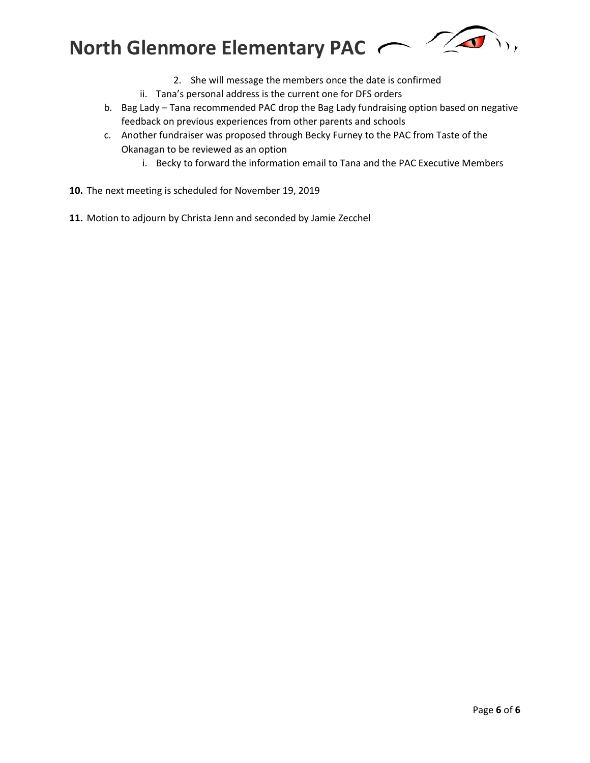2. She will message the members once the date is confirmed

   ii. Tana's personal address is the current one for DFS orders

b. Bag Lady – Tana recommended PAC drop the Bag Lady fundraising option based on negative feedback on previous experiences from other parents and schools

c. Another fundraiser was proposed through Becky Furney to the PAC from Taste of the Okanagan to be reviewed as an option

   i. Becky to forward the information email to Tana and the PAC Executive Members

**10.** The next meeting is scheduled for November 19, 2019

**11.** Motion to adjourn by Christa Jenn and seconded by Jamie Zecchel